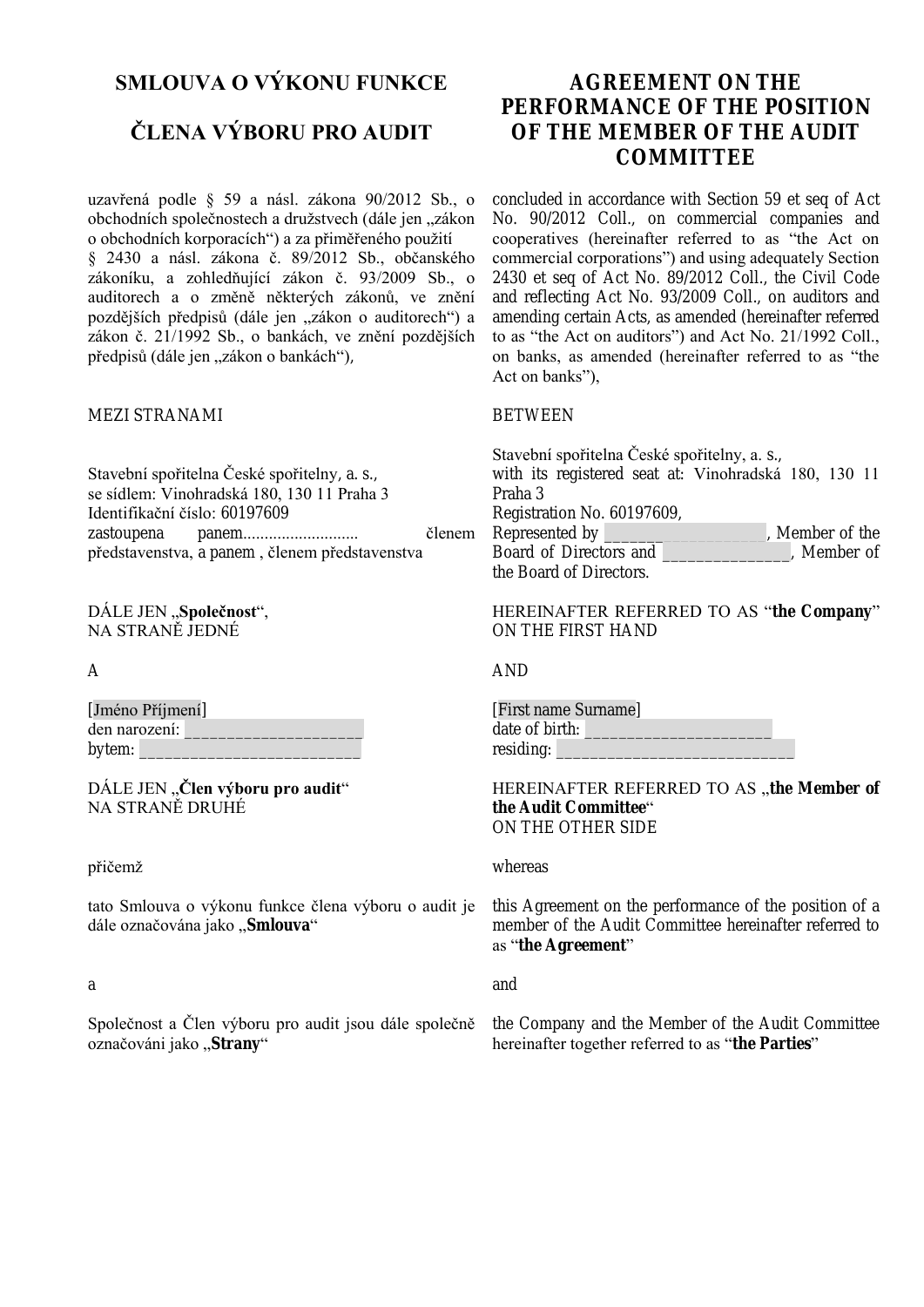# SMLOUVA O VÝKONU FUNKCE ČLENA VÝBORU PRO AUDIT

uzavřená podle § 59 a násl. zákona 90/2012 Sb., o obchodních společnostech a družstvech (dále jen „zákon o obchodních korporacích") a za přiměřeného použití § 2430 a násl. zákona č. 89/2012 Sb., občanského zákoníku, a zohledňující zákon č. 93/2009 Sb., o auditorech a o změně některých zákonů, ve znění pozdějších předpisů (dále jen „zákon o auditorech") a zákon č. 21/1992 Sb., o bankách, ve znění pozdějších předpisů (dále jen „zákon o bankách"),

MEZI STRANAMI

Stavební spořitelna České spořitelny, a. s.,
se sídlem: Vinohradská 180, 130 11 Praha 3
Identifikační číslo: 60197609
zastoupena panem........................... členem představenstva, a panem , členem představenstva

DÁLE JEN „**Společnost**",
NA STRANĚ JEDNÉ

A

[Jméno Příjmení]
den narození: ____________________
bytem: ________________________

DÁLE JEN „**Člen výboru pro audit**"
NA STRANĚ DRUHÉ

přičemž

tato Smlouva o výkonu funkce člena výboru o audit je dále označována jako „**Smlouva**"

a

Společnost a Člen výboru pro audit jsou dále společně označováni jako „**Strany**"

# AGREEMENT ON THE PERFORMANCE OF THE POSITION OF THE MEMBER OF THE AUDIT COMMITTEE

concluded in accordance with Section 59 et seq of Act No. 90/2012 Coll., on commercial companies and cooperatives (hereinafter referred to as "the Act on commercial corporations") and using adequately Section 2430 et seq of Act No. 89/2012 Coll., the Civil Code and reflecting Act No. 93/2009 Coll., on auditors and amending certain Acts, as amended (hereinafter referred to as "the Act on auditors") and Act No. 21/1992 Coll., on banks, as amended (hereinafter referred to as "the Act on banks"),

BETWEEN

Stavební spořitelna České spořitelny, a. s.,
with its registered seat at: Vinohradská 180, 130 11 Praha 3
Registration No. 60197609,
Represented by __________________, Member of the Board of Directors and ______________, Member of the Board of Directors.

HEREINAFTER REFERRED TO AS "**the Company**"
ON THE FIRST HAND

AND

[First name Surname]
date of birth: _____________________
residing: __________________________

HEREINAFTER REFERRED TO AS „**the Member of the Audit Committee**"
ON THE OTHER SIDE

whereas

this Agreement on the performance of the position of a member of the Audit Committee hereinafter referred to as "**the Agreement**"

and

the Company and the Member of the Audit Committee hereinafter together referred to as "**the Parties**"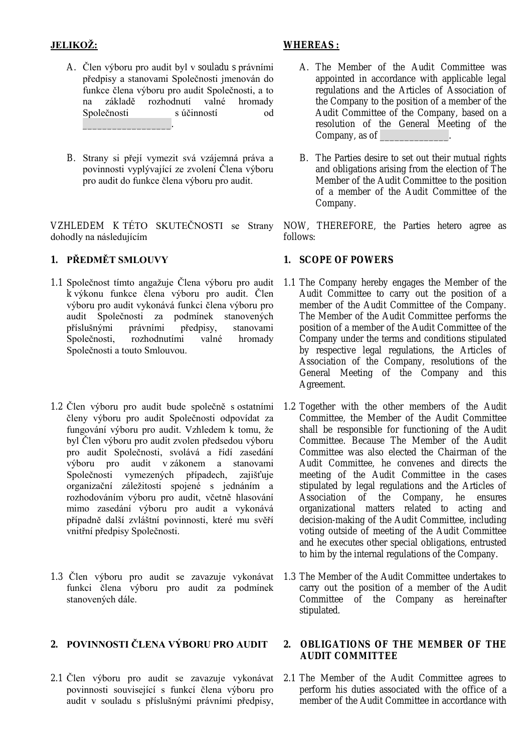**JELIKOŽ:**

A. Člen výboru pro audit byl v souladu s právními předpisy a stanovami Společnosti jmenován do funkce člena výboru pro audit Společnosti, a to na základě rozhodnutí valné hromady Společnosti s účinností od _________________.

B. Strany si přejí vymezit svá vzájemná práva a povinnosti vyplývající ze zvolení Člena výboru pro audit do funkce člena výboru pro audit.

VZHLEDEM K TÉTO SKUTEČNOSTI se Strany dohodly na následujícím

**WHEREAS :**

A. The Member of the Audit Committee was appointed in accordance with applicable legal regulations and the Articles of Association of the Company to the position of a member of the Audit Committee of the Company, based on a resolution of the General Meeting of the Company, as of ______________.

B. The Parties desire to set out their mutual rights and obligations arising from the election of The Member of the Audit Committee to the position of a member of the Audit Committee of the Company.

NOW, THEREFORE, the Parties hetero agree as follows:

## 1. PŘEDMĚT SMLOUVY

1.1 Společnost tímto angažuje Člena výboru pro audit k výkonu funkce člena výboru pro audit. Člen výboru pro audit vykonává funkci člena výboru pro audit Společnosti za podmínek stanovených příslušnými právními předpisy, stanovami Společnosti, rozhodnutími valné hromady Společnosti a touto Smlouvou.

1.2 Člen výboru pro audit bude společně s ostatními členy výboru pro audit Společnosti odpovídat za fungování výboru pro audit. Vzhledem k tomu, že byl Člen výboru pro audit zvolen předsedou výboru pro audit Společnosti, svolává a řídí zasedání výboru pro audit v zákonem a stanovami Společnosti vymezených případech, zajišťuje organizační záležitosti spojené s jednáním a rozhodováním výboru pro audit, včetně hlasování mimo zasedání výboru pro audit a vykonává případně další zvláštní povinnosti, které mu svěří vnitřní předpisy Společnosti.

1.3 Člen výboru pro audit se zavazuje vykonávat funkci člena výboru pro audit za podmínek stanovených dále.

## 1. SCOPE OF POWERS

1.1 The Company hereby engages the Member of the Audit Committee to carry out the position of a member of the Audit Committee of the Company. The Member of the Audit Committee performs the position of a member of the Audit Committee of the Company under the terms and conditions stipulated by respective legal regulations, the Articles of Association of the Company, resolutions of the General Meeting of the Company and this Agreement.

1.2 Together with the other members of the Audit Committee, the Member of the Audit Committee shall be responsible for functioning of the Audit Committee. Because The Member of the Audit Committee was also elected the Chairman of the Audit Committee, he convenes and directs the meeting of the Audit Committee in the cases stipulated by legal regulations and the Articles of Association of the Company, he ensures organizational matters related to acting and decision-making of the Audit Committee, including voting outside of meeting of the Audit Committee and he executes other special obligations, entrusted to him by the internal regulations of the Company.

1.3 The Member of the Audit Committee undertakes to carry out the position of a member of the Audit Committee of the Company as hereinafter stipulated.

## 2. POVINNOSTI ČLENA VÝBORU PRO AUDIT

2.1 Člen výboru pro audit se zavazuje vykonávat povinnosti související s funkcí člena výboru pro audit v souladu s příslušnými právními předpisy,

## 2. OBLIGATIONS OF THE MEMBER OF THE AUDIT COMMITTEE

2.1 The Member of the Audit Committee agrees to perform his duties associated with the office of a member of the Audit Committee in accordance with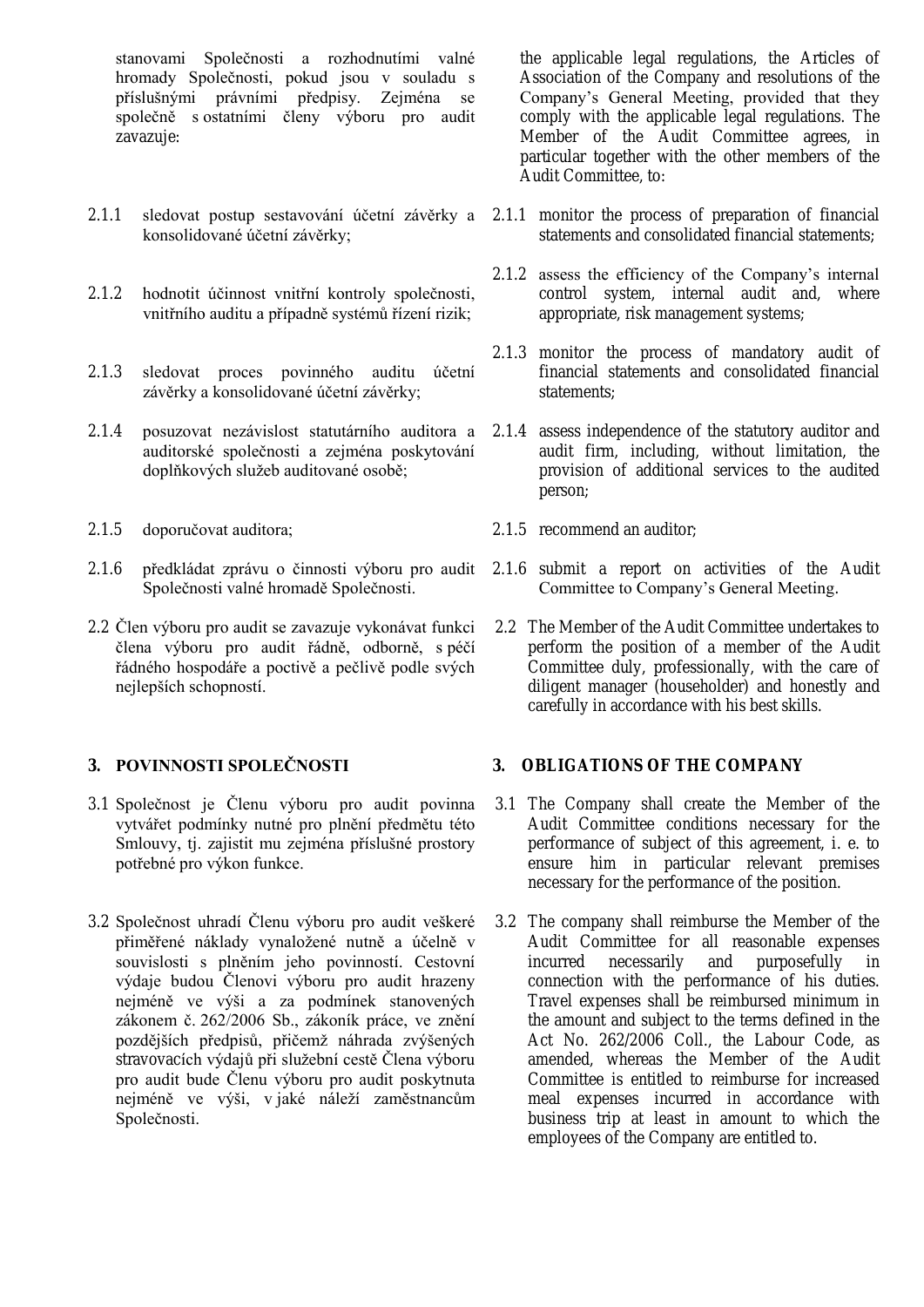stanovami Společnosti a rozhodnutími valné hromady Společnosti, pokud jsou v souladu s příslušnými právními předpisy. Zejména se společně s ostatními členy výboru pro audit zavazuje:

2.1.1 sledovat postup sestavování účetní závěrky a konsolidované účetní závěrky;

2.1.2 hodnotit účinnost vnitřní kontroly společnosti, vnitřního auditu a případně systémů řízení rizik;

2.1.3 sledovat proces povinného auditu účetní závěrky a konsolidované účetní závěrky;

2.1.4 posuzovat nezávislost statutárního auditora a auditorské společnosti a zejména poskytování doplňkových služeb auditované osobě;

2.1.5 doporučovat auditora;

2.1.6 předkládat zprávu o činnosti výboru pro audit Společnosti valné hromadě Společnosti.

2.2 Člen výboru pro audit se zavazuje vykonávat funkci člena výboru pro audit řádně, odborně, s péčí řádného hospodáře a poctivě a pečlivě podle svých nejlepších schopností.

## 3. POVINNOSTI SPOLEČNOSTI

3.1 Společnost je Členu výboru pro audit povinna vytvářet podmínky nutné pro plnění předmětu této Smlouvy, tj. zajistit mu zejména příslušné prostory potřebné pro výkon funkce.

3.2 Společnost uhradí Členu výboru pro audit veškeré přiměřené náklady vynaložené nutně a účelně v souvislosti s plněním jeho povinností. Cestovní výdaje budou Členovi výboru pro audit hrazeny nejméně ve výši a za podmínek stanovených zákonem č. 262/2006 Sb., zákoník práce, ve znění pozdějších předpisů, přičemž náhrada zvýšených stravovacích výdajů při služební cestě Člena výboru pro audit bude Členu výboru pro audit poskytnuta nejméně ve výši, v jaké náleží zaměstnancům Společnosti.

the applicable legal regulations, the Articles of Association of the Company and resolutions of the Company's General Meeting, provided that they comply with the applicable legal regulations. The Member of the Audit Committee agrees, in particular together with the other members of the Audit Committee, to:

2.1.1 monitor the process of preparation of financial statements and consolidated financial statements;

2.1.2 assess the efficiency of the Company's internal control system, internal audit and, where appropriate, risk management systems;

2.1.3 monitor the process of mandatory audit of financial statements and consolidated financial statements;

2.1.4 assess independence of the statutory auditor and audit firm, including, without limitation, the provision of additional services to the audited person;

2.1.5 recommend an auditor;

2.1.6 submit a report on activities of the Audit Committee to Company's General Meeting.

2.2 The Member of the Audit Committee undertakes to perform the position of a member of the Audit Committee duly, professionally, with the care of diligent manager (householder) and honestly and carefully in accordance with his best skills.

## 3. OBLIGATIONS OF THE COMPANY

3.1 The Company shall create the Member of the Audit Committee conditions necessary for the performance of subject of this agreement, i. e. to ensure him in particular relevant premises necessary for the performance of the position.

3.2 The company shall reimburse the Member of the Audit Committee for all reasonable expenses incurred necessarily and purposefully in connection with the performance of his duties. Travel expenses shall be reimbursed minimum in the amount and subject to the terms defined in the Act No. 262/2006 Coll., the Labour Code, as amended, whereas the Member of the Audit Committee is entitled to reimburse for increased meal expenses incurred in accordance with business trip at least in amount to which the employees of the Company are entitled to.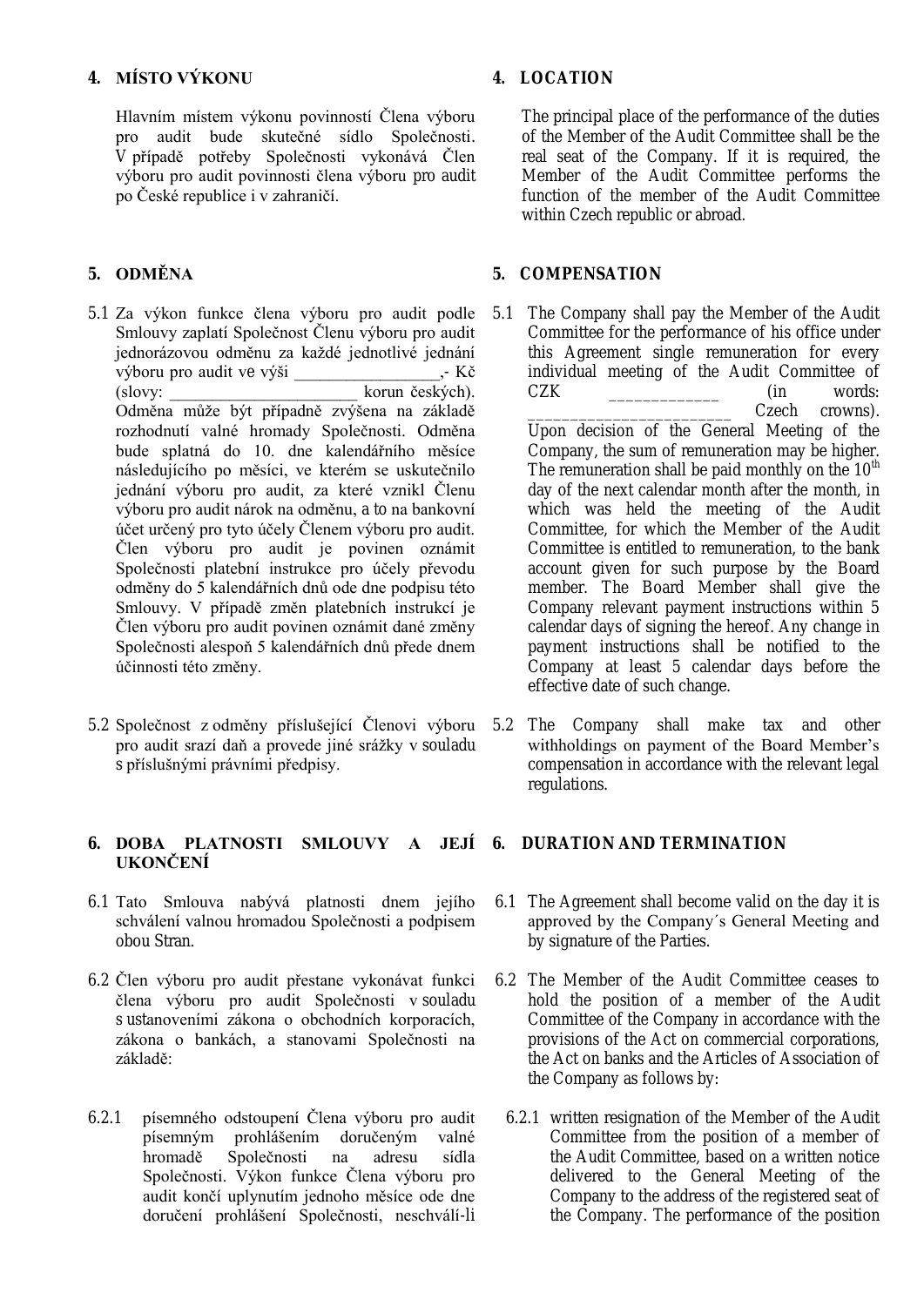## 4. MÍSTO VÝKONU

Hlavním místem výkonu povinností Člena výboru pro audit bude skutečné sídlo Společnosti. V případě potřeby Společnosti vykonává Člen výboru pro audit povinnosti člena výboru pro audit po České republice i v zahraničí.

## 4. LOCATION

The principal place of the performance of the duties of the Member of the Audit Committee shall be the real seat of the Company. If it is required, the Member of the Audit Committee performs the function of the member of the Audit Committee within Czech republic or abroad.

## 5. ODMĚNA

5.1 Za výkon funkce člena výboru pro audit podle Smlouvy zaplatí Společnost Členu výboru pro audit jednorázovou odměnu za každé jednotlivé jednání výboru pro audit ve výši _________________,- Kč (slovy: ______________________ korun českých). Odměna může být případně zvýšena na základě rozhodnutí valné hromady Společnosti. Odměna bude splatná do 10. dne kalendářního měsíce následujícího po měsíci, ve kterém se uskutečnilo jednání výboru pro audit, za které vznikl Členu výboru pro audit nárok na odměnu, a to na bankovní účet určený pro tyto účely Členem výboru pro audit. Člen výboru pro audit je povinen oznámit Společnosti platební instrukce pro účely převodu odměny do 5 kalendářních dnů ode dne podpisu této Smlouvy. V případě změn platebních instrukcí je Člen výboru pro audit povinen oznámit dané změny Společnosti alespoň 5 kalendářních dnů přede dnem účinnosti této změny.

5.2 Společnost z odměny příslušející Členovi výboru pro audit srazí daň a provede jiné srážky v souladu s příslušnými právními předpisy.

## 5. COMPENSATION

5.1 The Company shall pay the Member of the Audit Committee for the performance of his office under this Agreement single remuneration for every individual meeting of the Audit Committee of CZK ____________ (in words: ______________________ Czech crowns). Upon decision of the General Meeting of the Company, the sum of remuneration may be higher. The remuneration shall be paid monthly on the 10th day of the next calendar month after the month, in which was held the meeting of the Audit Committee, for which the Member of the Audit Committee is entitled to remuneration, to the bank account given for such purpose by the Board member. The Board Member shall give the Company relevant payment instructions within 5 calendar days of signing the hereof. Any change in payment instructions shall be notified to the Company at least 5 calendar days before the effective date of such change.

5.2 The Company shall make tax and other withholdings on payment of the Board Member's compensation in accordance with the relevant legal regulations.

## 6. DOBA PLATNOSTI SMLOUVY A JEJÍ UKONČENÍ

6.1 Tato Smlouva nabývá platnosti dnem jejího schválení valnou hromadou Společnosti a podpisem obou Stran.

6.2 Člen výboru pro audit přestane vykonávat funkci člena výboru pro audit Společnosti v souladu s ustanoveními zákona o obchodních korporacích, zákona o bankách, a stanovami Společnosti na základě:

6.2.1 písemného odstoupení Člena výboru pro audit písemným prohlášením doručeným valné hromadě Společnosti na adresu sídla Společnosti. Výkon funkce Člena výboru pro audit končí uplynutím jednoho měsíce ode dne doručení prohlášení Společnosti, neschválí-li

## 6. DURATION AND TERMINATION

6.1 The Agreement shall become valid on the day it is approved by the Company´s General Meeting and by signature of the Parties.

6.2 The Member of the Audit Committee ceases to hold the position of a member of the Audit Committee of the Company in accordance with the provisions of the Act on commercial corporations, the Act on banks and the Articles of Association of the Company as follows by:

6.2.1 written resignation of the Member of the Audit Committee from the position of a member of the Audit Committee, based on a written notice delivered to the General Meeting of the Company to the address of the registered seat of the Company. The performance of the position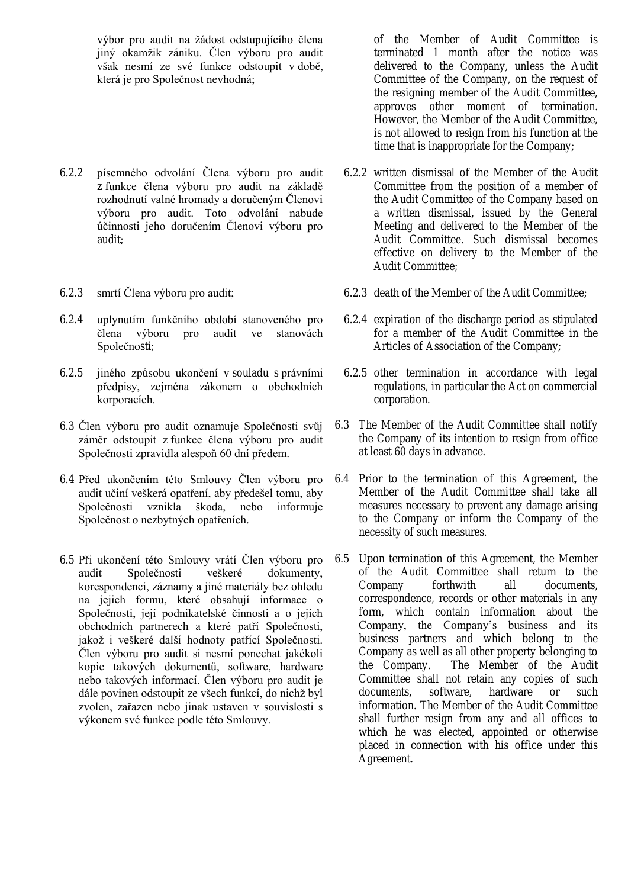výbor pro audit na žádost odstupujícího člena jiný okamžik zániku. Člen výboru pro audit však nesmí ze své funkce odstoupit v době, která je pro Společnost nevhodná;

of the Member of Audit Committee is terminated 1 month after the notice was delivered to the Company, unless the Audit Committee of the Company, on the request of the resigning member of the Audit Committee, approves other moment of termination. However, the Member of the Audit Committee, is not allowed to resign from his function at the time that is inappropriate for the Company;

6.2.2 písemného odvolání Člena výboru pro audit z funkce člena výboru pro audit na základě rozhodnutí valné hromady a doručeným Členovi výboru pro audit. Toto odvolání nabude účinnosti jeho doručením Členovi výboru pro audit;

6.2.2 written dismissal of the Member of the Audit Committee from the position of a member of the Audit Committee of the Company based on a written dismissal, issued by the General Meeting and delivered to the Member of the Audit Committee. Such dismissal becomes effective on delivery to the Member of the Audit Committee;

6.2.3 smrtí Člena výboru pro audit;

6.2.3 death of the Member of the Audit Committee;

6.2.4 uplynutím funkčního období stanoveného pro člena výboru pro audit ve stanovách Společnosti;

6.2.4 expiration of the discharge period as stipulated for a member of the Audit Committee in the Articles of Association of the Company;

6.2.5 jiného způsobu ukončení v souladu s právními předpisy, zejména zákonem o obchodních korporacích.

6.2.5 other termination in accordance with legal regulations, in particular the Act on commercial corporation.

6.3 Člen výboru pro audit oznamuje Společnosti svůj záměr odstoupit z funkce člena výboru pro audit Společnosti zpravidla alespoň 60 dní předem.

6.3 The Member of the Audit Committee shall notify the Company of its intention to resign from office at least 60 days in advance.

6.4 Před ukončením této Smlouvy Člen výboru pro audit učiní veškerá opatření, aby předešel tomu, aby Společnosti vznikla škoda, nebo informuje Společnost o nezbytných opatřeních.

6.4 Prior to the termination of this Agreement, the Member of the Audit Committee shall take all measures necessary to prevent any damage arising to the Company or inform the Company of the necessity of such measures.

6.5 Při ukončení této Smlouvy vrátí Člen výboru pro audit Společnosti veškeré dokumenty, korespondenci, záznamy a jiné materiály bez ohledu na jejich formu, které obsahují informace o Společnosti, její podnikatelské činnosti a o jejích obchodních partnerech a které patří Společnosti, jakož i veškeré další hodnoty patřící Společnosti. Člen výboru pro audit si nesmí ponechat jakékoli kopie takových dokumentů, software, hardware nebo takových informací. Člen výboru pro audit je dále povinen odstoupit ze všech funkcí, do nichž byl zvolen, zařazen nebo jinak ustaven v souvislosti s výkonem své funkce podle této Smlouvy.

6.5 Upon termination of this Agreement, the Member of the Audit Committee shall return to the Company forthwith all documents, correspondence, records or other materials in any form, which contain information about the Company, the Company's business and its business partners and which belong to the Company as well as all other property belonging to the Company. The Member of the Audit Committee shall not retain any copies of such documents, software, hardware or such information. The Member of the Audit Committee shall further resign from any and all offices to which he was elected, appointed or otherwise placed in connection with his office under this Agreement.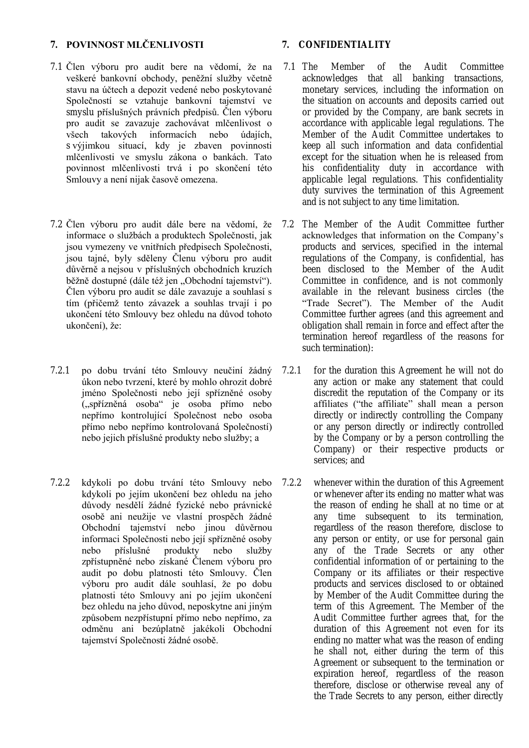## 7. POVINNOST MLČENLIVOSTI

7.1 Člen výboru pro audit bere na vědomí, že na veškeré bankovní obchody, peněžní služby včetně stavu na účtech a depozit vedené nebo poskytované Společností se vztahuje bankovní tajemství ve smyslu příslušných právních předpisů. Člen výboru pro audit se zavazuje zachovávat mlčenlivost o všech takových informacích nebo údajích, s výjimkou situací, kdy je zbaven povinnosti mlčenlivosti ve smyslu zákona o bankách. Tato povinnost mlčenlivosti trvá i po skončení této Smlouvy a není nijak časově omezena.

7.2 Člen výboru pro audit dále bere na vědomí, že informace o službách a produktech Společnosti, jak jsou vymezeny ve vnitřních předpisech Společnosti, jsou tajné, byly sděleny Členu výboru pro audit důvěrně a nejsou v příslušných obchodních kruzích běžně dostupné (dále též jen „Obchodní tajemství"). Člen výboru pro audit se dále zavazuje a souhlasí s tím (přičemž tento závazek a souhlas trvají i po ukončení této Smlouvy bez ohledu na důvod tohoto ukončení), že:

7.2.1 po dobu trvání této Smlouvy neučiní žádný úkon nebo tvrzení, které by mohlo ohrozit dobré jméno Společnosti nebo její spřízněné osoby („spřízněná osoba" je osoba přímo nebo nepřímo kontrolující Společnost nebo osoba přímo nebo nepřímo kontrolovaná Společností) nebo jejich příslušné produkty nebo služby; a

7.2.2 kdykoli po dobu trvání této Smlouvy nebo kdykoli po jejím ukončení bez ohledu na jeho důvody nesdělí žádné fyzické nebo právnické osobě ani neužije ve vlastní prospěch žádné Obchodní tajemství nebo jinou důvěrnou informaci Společnosti nebo její spřízněné osoby nebo příslušné produkty nebo služby zpřístupněné nebo získané Členem výboru pro audit po dobu platnosti této Smlouvy. Člen výboru pro audit dále souhlasí, že po dobu platnosti této Smlouvy ani po jejím ukončení bez ohledu na jeho důvod, neposkytne ani jiným způsobem nezpřístupní přímo nebo nepřímo, za odměnu ani bezúplatně jakékoli Obchodní tajemství Společnosti žádné osobě.

## 7. CONFIDENTIALITY

7.1 The Member of the Audit Committee acknowledges that all banking transactions, monetary services, including the information on the situation on accounts and deposits carried out or provided by the Company, are bank secrets in accordance with applicable legal regulations. The Member of the Audit Committee undertakes to keep all such information and data confidential except for the situation when he is released from his confidentiality duty in accordance with applicable legal regulations. This confidentiality duty survives the termination of this Agreement and is not subject to any time limitation.

7.2 The Member of the Audit Committee further acknowledges that information on the Company's products and services, specified in the internal regulations of the Company, is confidential, has been disclosed to the Member of the Audit Committee in confidence, and is not commonly available in the relevant business circles (the "Trade Secret"). The Member of the Audit Committee further agrees (and this agreement and obligation shall remain in force and effect after the termination hereof regardless of the reasons for such termination):

7.2.1 for the duration this Agreement he will not do any action or make any statement that could discredit the reputation of the Company or its affiliates ("the affiliate" shall mean a person directly or indirectly controlling the Company or any person directly or indirectly controlled by the Company or by a person controlling the Company) or their respective products or services; and

7.2.2 whenever within the duration of this Agreement or whenever after its ending no matter what was the reason of ending he shall at no time or at any time subsequent to its termination, regardless of the reason therefore, disclose to any person or entity, or use for personal gain any of the Trade Secrets or any other confidential information of or pertaining to the Company or its affiliates or their respective products and services disclosed to or obtained by Member of the Audit Committee during the term of this Agreement. The Member of the Audit Committee further agrees that, for the duration of this Agreement not even for its ending no matter what was the reason of ending he shall not, either during the term of this Agreement or subsequent to the termination or expiration hereof, regardless of the reason therefore, disclose or otherwise reveal any of the Trade Secrets to any person, either directly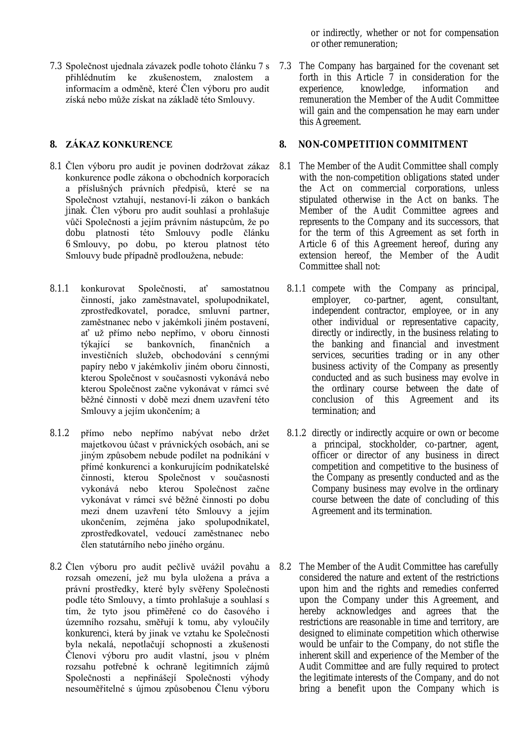or indirectly, whether or not for compensation or other remuneration;

7.3 Společnost ujednala závazek podle tohoto článku 7 s přihlédnutím ke zkušenostem, znalostem a informacím a odměně, které Člen výboru pro audit získá nebo může získat na základě této Smlouvy.

7.3 The Company has bargained for the covenant set forth in this Article 7 in consideration for the experience, knowledge, information and remuneration the Member of the Audit Committee will gain and the compensation he may earn under this Agreement.

## 8. ZÁKAZ KONKURENCE

## 8. NON-COMPETITION COMMITMENT

8.1 Člen výboru pro audit je povinen dodržovat zákaz konkurence podle zákona o obchodních korporacích a příslušných právních předpisů, které se na Společnost vztahují, nestanoví-li zákon o bankách jinak. Člen výboru pro audit souhlasí a prohlašuje vůči Společnosti a jejím právním nástupcům, že po dobu platnosti této Smlouvy podle článku 6 Smlouvy, po dobu, po kterou platnost této Smlouvy bude případně prodloužena, nebude:

8.1.1 konkurovat Společnosti, ať samostatnou činností, jako zaměstnavatel, spolupodnikatel, zprostředkovatel, poradce, smluvní partner, zaměstnanec nebo v jakémkoli jiném postavení, ať už přímo nebo nepřímo, v oboru činnosti týkající se bankovních, finančních a investičních služeb, obchodování s cennými papíry nebo v jakémkoliv jiném oboru činnosti, kterou Společnost v současnosti vykonává nebo kterou Společnost začne vykonávat v rámci své běžné činnosti v době mezi dnem uzavření této Smlouvy a jejím ukončením; a

8.1.2 přímo nebo nepřímo nabývat nebo držet majetkovou účast v právnických osobách, ani se jiným způsobem nebude podílet na podnikání v přímé konkurenci a konkurujícím podnikatelské činnosti, kterou Společnost v současnosti vykonává nebo kterou Společnost začne vykonávat v rámci své běžné činnosti po dobu mezi dnem uzavření této Smlouvy a jejím ukončením, zejména jako spolupodnikatel, zprostředkovatel, vedoucí zaměstnanec nebo člen statutárního nebo jiného orgánu.

8.2 Člen výboru pro audit pečlivě uvážil povahu a rozsah omezení, jež mu byla uložena a práva a právní prostředky, které byly svěřeny Společnosti podle této Smlouvy, a tímto prohlašuje a souhlasí s tím, že tyto jsou přiměřené co do časového i územního rozsahu, směřují k tomu, aby vyloučily konkurenci, která by jinak ve vztahu ke Společnosti byla nekalá, nepotlačují schopnosti a zkušenosti Členovi výboru pro audit vlastní, jsou v plném rozsahu potřebné k ochraně legitimních zájmů Společnosti a nepřinášejí Společnosti výhody nesouměřitelné s újmou způsobenou Členu výboru

8.1 The Member of the Audit Committee shall comply with the non-competition obligations stated under the Act on commercial corporations, unless stipulated otherwise in the Act on banks. The Member of the Audit Committee agrees and represents to the Company and its successors, that for the term of this Agreement as set forth in Article 6 of this Agreement hereof, during any extension hereof, the Member of the Audit Committee shall not:

8.1.1 compete with the Company as principal, employer, co-partner, agent, consultant, independent contractor, employee, or in any other individual or representative capacity, directly or indirectly, in the business relating to the banking and financial and investment services, securities trading or in any other business activity of the Company as presently conducted and as such business may evolve in the ordinary course between the date of conclusion of this Agreement and its termination; and

8.1.2 directly or indirectly acquire or own or become a principal, stockholder, co-partner, agent, officer or director of any business in direct competition and competitive to the business of the Company as presently conducted and as the Company business may evolve in the ordinary course between the date of concluding of this Agreement and its termination.

8.2 The Member of the Audit Committee has carefully considered the nature and extent of the restrictions upon him and the rights and remedies conferred upon the Company under this Agreement, and hereby acknowledges and agrees that the restrictions are reasonable in time and territory, are designed to eliminate competition which otherwise would be unfair to the Company, do not stifle the inherent skill and experience of the Member of the Audit Committee and are fully required to protect the legitimate interests of the Company, and do not bring a benefit upon the Company which is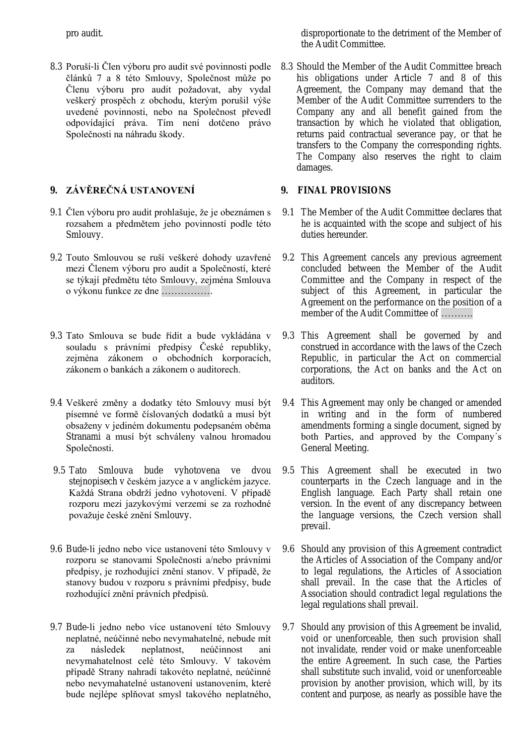pro audit.

disproportionate to the detriment of the Member of the Audit Committee.

8.3 Poruší-li Člen výboru pro audit své povinnosti podle článků 7 a 8 této Smlouvy, Společnost může po Členu výboru pro audit požadovat, aby vydal veškerý prospěch z obchodu, kterým porušil výše uvedené povinnosti, nebo na Společnost převedl odpovídající práva. Tím není dotčeno právo Společnosti na náhradu škody.

8.3 Should the Member of the Audit Committee breach his obligations under Article 7 and 8 of this Agreement, the Company may demand that the Member of the Audit Committee surrenders to the Company any and all benefit gained from the transaction by which he violated that obligation, returns paid contractual severance pay, or that he transfers to the Company the corresponding rights. The Company also reserves the right to claim damages.

## 9. ZÁVĚREČNÁ USTANOVENÍ

## 9. FINAL PROVISIONS

9.1 Člen výboru pro audit prohlašuje, že je obeznámen s rozsahem a předmětem jeho povinností podle této Smlouvy.

9.1 The Member of the Audit Committee declares that he is acquainted with the scope and subject of his duties hereunder.

9.2 Touto Smlouvou se ruší veškeré dohody uzavřené mezi Členem výboru pro audit a Společností, které se týkají předmětu této Smlouvy, zejména Smlouva o výkonu funkce ze dne …………….

9.2 This Agreement cancels any previous agreement concluded between the Member of the Audit Committee and the Company in respect of the subject of this Agreement, in particular the Agreement on the performance on the position of a member of the Audit Committee of ……….

9.3 Tato Smlouva se bude řídit a bude vykládána v souladu s právními předpisy České republiky, zejména zákonem o obchodních korporacích, zákonem o bankách a zákonem o auditorech.

9.3 This Agreement shall be governed by and construed in accordance with the laws of the Czech Republic, in particular the Act on commercial corporations, the Act on banks and the Act on auditors.

9.4 Veškeré změny a dodatky této Smlouvy musí být písemné ve formě číslovaných dodatků a musí být obsaženy v jediném dokumentu podepsaném oběma Stranami a musí být schváleny valnou hromadou Společnosti.

9.4 This Agreement may only be changed or amended in writing and in the form of numbered amendments forming a single document, signed by both Parties, and approved by the Company´s General Meeting.

9.5 Tato Smlouva bude vyhotovena ve dvou stejnopisech v českém jazyce a v anglickém jazyce. Každá Strana obdrží jedno vyhotovení. V případě rozporu mezi jazykovými verzemi se za rozhodné považuje české znění Smlouvy.

9.5 This Agreement shall be executed in two counterparts in the Czech language and in the English language. Each Party shall retain one version. In the event of any discrepancy between the language versions, the Czech version shall prevail.

9.6 Bude-li jedno nebo více ustanovení této Smlouvy v rozporu se stanovami Společnosti a/nebo právními předpisy, je rozhodující znění stanov. V případě, že stanovy budou v rozporu s právními předpisy, bude rozhodující znění právních předpisů.

9.6 Should any provision of this Agreement contradict the Articles of Association of the Company and/or to legal regulations, the Articles of Association shall prevail. In the case that the Articles of Association should contradict legal regulations the legal regulations shall prevail.

9.7 Bude-li jedno nebo více ustanovení této Smlouvy neplatné, neúčinné nebo nevymahatelné, nebude mít za následek neplatnost, neúčinnost ani nevymahatelnost celé této Smlouvy. V takovém případě Strany nahradí takovéto neplatné, neúčinné nebo nevymahatelné ustanovení ustanovením, které bude nejlépe splňovat smysl takového neplatného,

9.7 Should any provision of this Agreement be invalid, void or unenforceable, then such provision shall not invalidate, render void or make unenforceable the entire Agreement. In such case, the Parties shall substitute such invalid, void or unenforceable provision by another provision, which will, by its content and purpose, as nearly as possible have the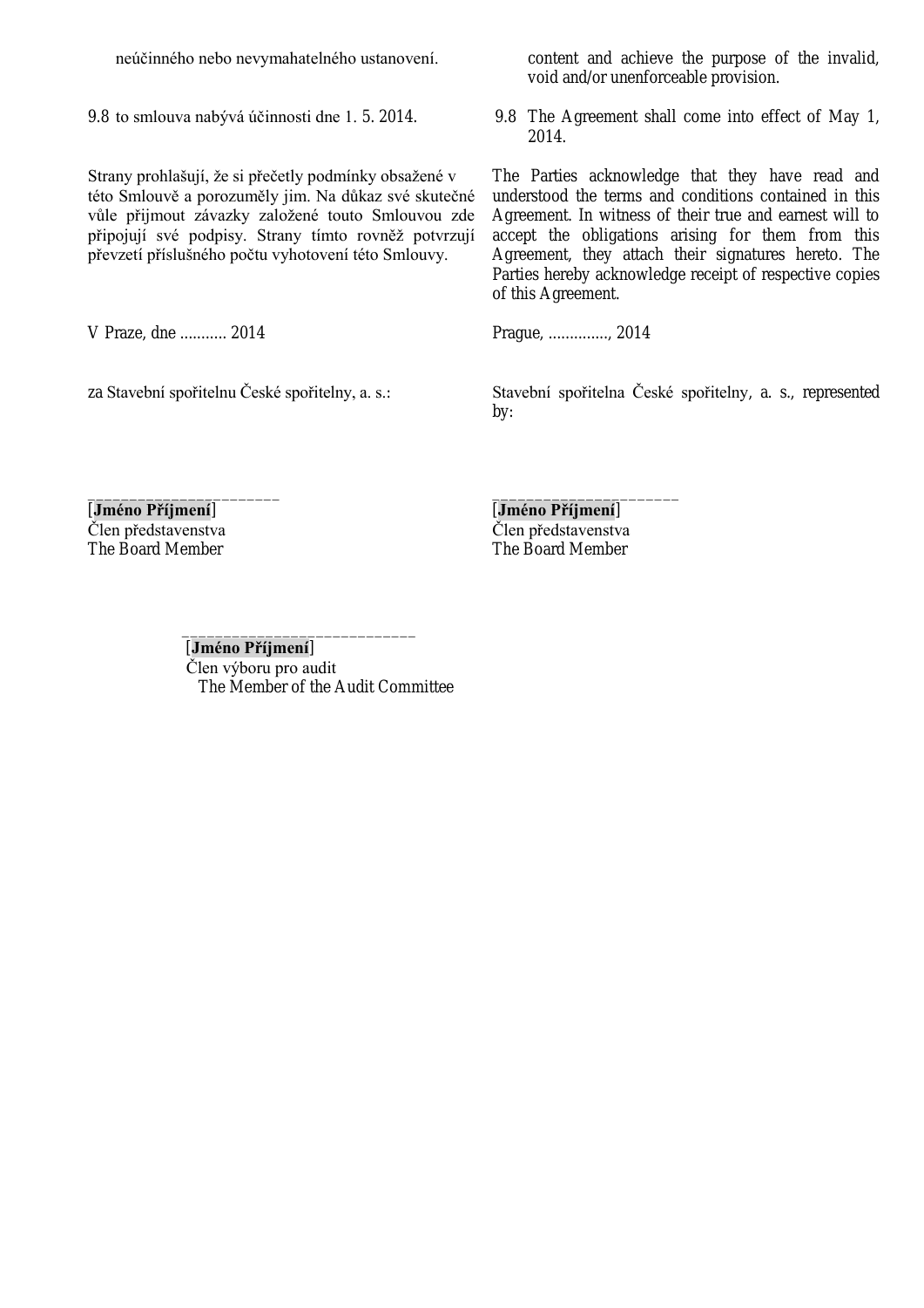neúčinného nebo nevymahatelného ustanovení.

content and achieve the purpose of the invalid, void and/or unenforceable provision.

9.8 to smlouva nabývá účinnosti dne 1. 5. 2014.

9.8 The Agreement shall come into effect of May 1, 2014.

Strany prohlašují, že si přečetly podmínky obsažené v této Smlouvě a porozuměly jim. Na důkaz své skutečné vůle přijmout závazky založené touto Smlouvou zde připojují své podpisy. Strany tímto rovněž potvrzují převzetí příslušného počtu vyhotovení této Smlouvy.

The Parties acknowledge that they have read and understood the terms and conditions contained in this Agreement. In witness of their true and earnest will to accept the obligations arising for them from this Agreement, they attach their signatures hereto. The Parties hereby acknowledge receipt of respective copies of this Agreement.

V Praze, dne ........... 2014

Prague, .............., 2014

za Stavební spořitelnu České spořitelny, a. s.:

Stavební spořitelna České spořitelny, a. s., represented by:

______________________
[**Jméno Příjmení**]
Člen představenstva
The Board Member

______________________
[**Jméno Příjmení**]
Člen představenstva
The Board Member

___________________________
[**Jméno Příjmení**]
Člen výboru pro audit
The Member of the Audit Committee